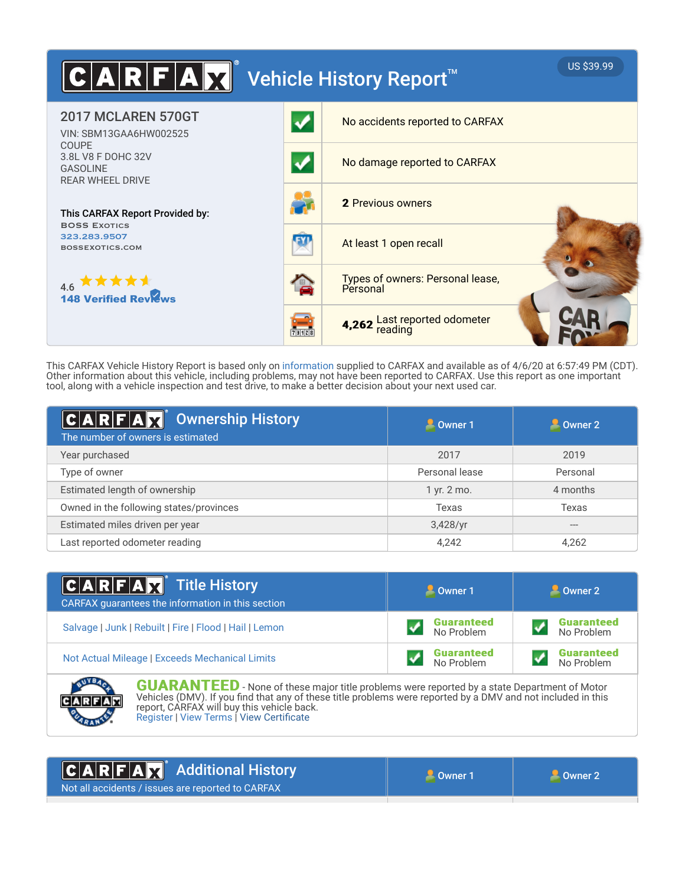# CARFAX Vehicle History Report™

US $39.99

## 2017 MCLAREN 570GT

VIN: SBM13GAA6HW002525
COUPE
3.8L V8 F DOHC 32V
GASOLINE
REAR WHEEL DRIVE

**This CARFAX Report Provided by:**
BOSS EXOTICS
323.283.9507
BOSSEXOTICS.COM

4.6
148 Verified Reviews

- No accidents reported to CARFAX
- No damage reported to CARFAX
- **2** Previous owners
- At least 1 open recall
- Types of owners: Personal lease, Personal
- **4,262** Last reported odometer reading

This CARFAX Vehicle History Report is based only on information supplied to CARFAX and available as of 4/6/20 at 6:57:49 PM (CDT). Other information about this vehicle, including problems, may not have been reported to CARFAX. Use this report as one important tool, along with a vehicle inspection and test drive, to make a better decision about your next used car.

## CARFAX Ownership History

The number of owners is estimated

| | Owner 1 | Owner 2 |
|---|---|---|
| Year purchased | 2017 | 2019 |
| Type of owner | Personal lease | Personal |
| Estimated length of ownership | 1 yr. 2 mo. | 4 months |
| Owned in the following states/provinces | Texas | Texas |
| Estimated miles driven per year | 3,428/yr | --- |
| Last reported odometer reading | 4,242 | 4,262 |

## CARFAX Title History

CARFAX guarantees the information in this section

| | Owner 1 | Owner 2 |
|---|---|---|
| Salvage \| Junk \| Rebuilt \| Fire \| Flood \| Hail \| Lemon | Guaranteed No Problem | Guaranteed No Problem |
| Not Actual Mileage \| Exceeds Mechanical Limits | Guaranteed No Problem | Guaranteed No Problem |

**GUARANTEED** - None of these major title problems were reported by a state Department of Motor Vehicles (DMV). If you find that any of these title problems were reported by a DMV and not included in this report, CARFAX will buy this vehicle back.
Register | View Terms | View Certificate

## CARFAX Additional History

Not all accidents / issues are reported to CARFAX

| | Owner 1 | Owner 2 |
|---|---|---|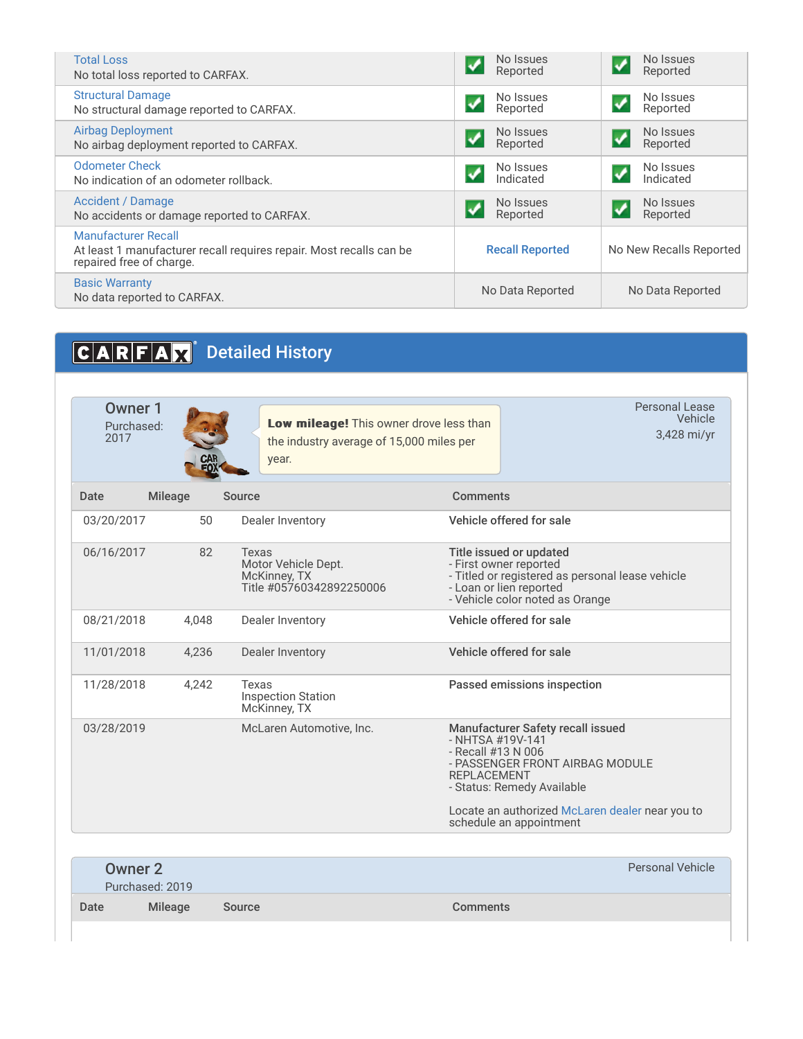| | | |
|---|---|---|
| **Total Loss**<br>No total loss reported to CARFAX. | No Issues Reported | No Issues Reported |
| **Structural Damage**<br>No structural damage reported to CARFAX. | No Issues Reported | No Issues Reported |
| **Airbag Deployment**<br>No airbag deployment reported to CARFAX. | No Issues Reported | No Issues Reported |
| **Odometer Check**<br>No indication of an odometer rollback. | No Issues Indicated | No Issues Indicated |
| **Accident / Damage**<br>No accidents or damage reported to CARFAX. | No Issues Reported | No Issues Reported |
| **Manufacturer Recall**<br>At least 1 manufacturer recall requires repair. Most recalls can be repaired free of charge. | Recall Reported | No New Recalls Reported |
| **Basic Warranty**<br>No data reported to CARFAX. | No Data Reported | No Data Reported |

# CARFAX Detailed History

## Owner 1

Purchased: 2017

**Low mileage!** This owner drove less than the industry average of 15,000 miles per year.

Personal Lease Vehicle

3,428 mi/yr

| Date | Mileage | Source | Comments |
|---|---|---|---|
| 03/20/2017 | 50 | Dealer Inventory | **Vehicle offered for sale** |
| 06/16/2017 | 82 | Texas<br>Motor Vehicle Dept.<br>McKinney, TX<br>Title #05760342892250006 | **Title issued or updated**<br>- First owner reported<br>- Titled or registered as personal lease vehicle<br>- Loan or lien reported<br>- Vehicle color noted as Orange |
| 08/21/2018 | 4,048 | Dealer Inventory | **Vehicle offered for sale** |
| 11/01/2018 | 4,236 | Dealer Inventory | **Vehicle offered for sale** |
| 11/28/2018 | 4,242 | Texas<br>Inspection Station<br>McKinney, TX | **Passed emissions inspection** |
| 03/28/2019 | | McLaren Automotive, Inc. | **Manufacturer Safety recall issued**<br>- NHTSA #19V-141<br>- Recall #13 N 006<br>- PASSENGER FRONT AIRBAG MODULE REPLACEMENT<br>- Status: Remedy Available<br><br>Locate an authorized McLaren dealer near you to schedule an appointment |

## Owner 2

Purchased: 2019

Personal Vehicle

| Date | Mileage | Source | Comments |
|---|---|---|---|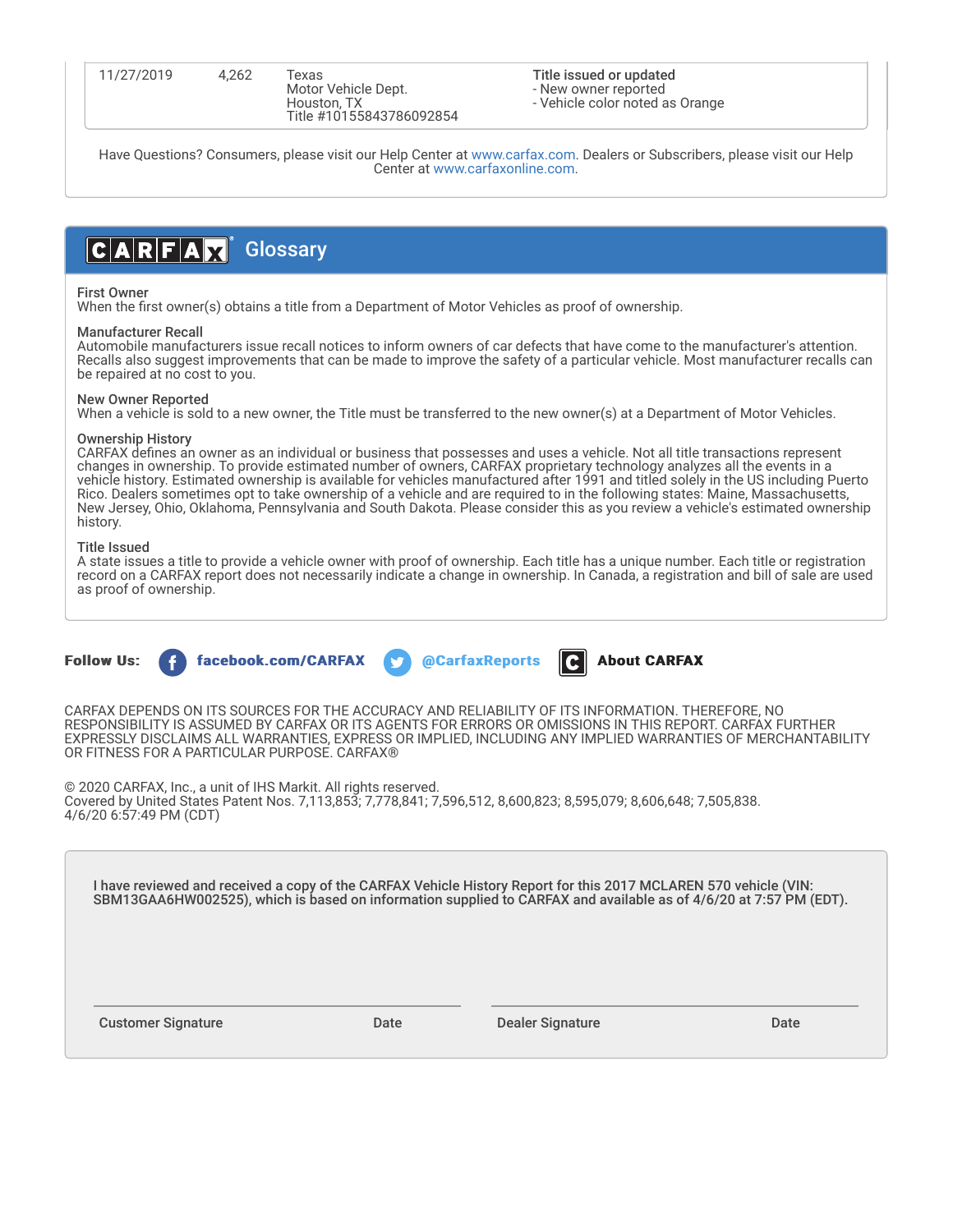| | | | |
|---|---|---|---|
| 11/27/2019 | 4,262 | Texas<br>Motor Vehicle Dept.<br>Houston, TX<br>Title #10155843786092854 | **Title issued or updated**<br>- New owner reported<br>- Vehicle color noted as Orange |

Have Questions? Consumers, please visit our Help Center at www.carfax.com. Dealers or Subscribers, please visit our Help Center at www.carfaxonline.com.

## CARFAX Glossary

**First Owner**
When the first owner(s) obtains a title from a Department of Motor Vehicles as proof of ownership.

**Manufacturer Recall**
Automobile manufacturers issue recall notices to inform owners of car defects that have come to the manufacturer's attention. Recalls also suggest improvements that can be made to improve the safety of a particular vehicle. Most manufacturer recalls can be repaired at no cost to you.

**New Owner Reported**
When a vehicle is sold to a new owner, the Title must be transferred to the new owner(s) at a Department of Motor Vehicles.

**Ownership History**
CARFAX defines an owner as an individual or business that possesses and uses a vehicle. Not all title transactions represent changes in ownership. To provide estimated number of owners, CARFAX proprietary technology analyzes all the events in a vehicle history. Estimated ownership is available for vehicles manufactured after 1991 and titled solely in the US including Puerto Rico. Dealers sometimes opt to take ownership of a vehicle and are required to in the following states: Maine, Massachusetts, New Jersey, Ohio, Oklahoma, Pennsylvania and South Dakota. Please consider this as you review a vehicle's estimated ownership history.

**Title Issued**
A state issues a title to provide a vehicle owner with proof of ownership. Each title has a unique number. Each title or registration record on a CARFAX report does not necessarily indicate a change in ownership. In Canada, a registration and bill of sale are used as proof of ownership.

**Follow Us:** facebook.com/CARFAX @CarfaxReports **About CARFAX**

CARFAX DEPENDS ON ITS SOURCES FOR THE ACCURACY AND RELIABILITY OF ITS INFORMATION. THEREFORE, NO RESPONSIBILITY IS ASSUMED BY CARFAX OR ITS AGENTS FOR ERRORS OR OMISSIONS IN THIS REPORT. CARFAX FURTHER EXPRESSLY DISCLAIMS ALL WARRANTIES, EXPRESS OR IMPLIED, INCLUDING ANY IMPLIED WARRANTIES OF MERCHANTABILITY OR FITNESS FOR A PARTICULAR PURPOSE. CARFAX®

© 2020 CARFAX, Inc., a unit of IHS Markit. All rights reserved.
Covered by United States Patent Nos. 7,113,853; 7,778,841; 7,596,512, 8,600,823; 8,595,079; 8,606,648; 7,505,838.
4/6/20 6:57:49 PM (CDT)

I have reviewed and received a copy of the CARFAX Vehicle History Report for this 2017 MCLAREN 570 vehicle (VIN: SBM13GAA6HW002525), which is based on information supplied to CARFAX and available as of 4/6/20 at 7:57 PM (EDT).

| Customer Signature | Date | Dealer Signature | Date |
|---|---|---|---|